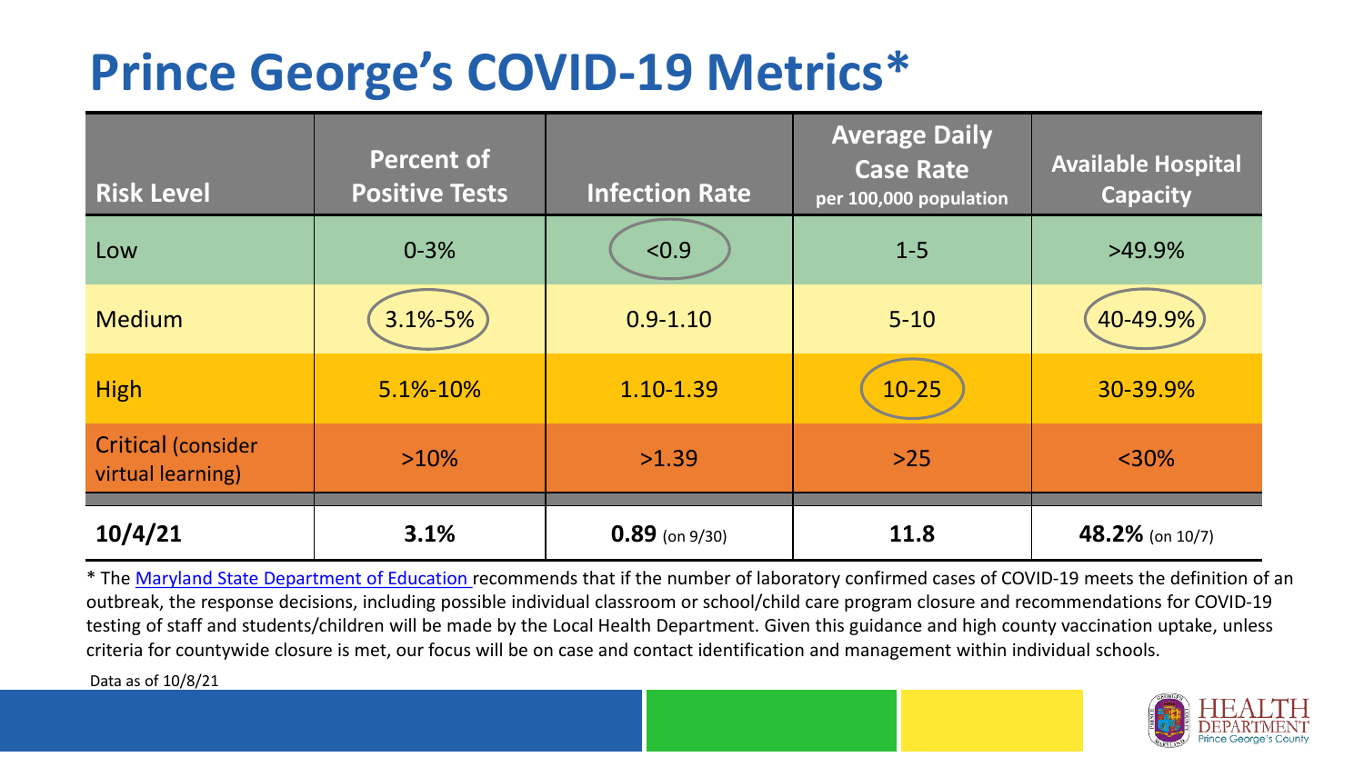# Prince George's COVID-19 Metrics*

| Risk Level | Percent of Positive Tests | Infection Rate | Average Daily Case Rate per 100,000 population | Available Hospital Capacity |
|---|---|---|---|---|
| Low | 0-3% | <0.9 | 1-5 | >49.9% |
| Medium | 3.1%-5% | 0.9-1.10 | 5-10 | 40-49.9% |
| High | 5.1%-10% | 1.10-1.39 | 10-25 | 30-39.9% |
| Critical (consider virtual learning) | >10% | >1.39 | >25 | <30% |
| **10/4/21** | **3.1%** | **0.89** (on 9/30) | **11.8** | **48.2%** (on 10/7) |

* The Maryland State Department of Education recommends that if the number of laboratory confirmed cases of COVID-19 meets the definition of an outbreak, the response decisions, including possible individual classroom or school/child care program closure and recommendations for COVID-19 testing of staff and students/children will be made by the Local Health Department. Given this guidance and high county vaccination uptake, unless criteria for countywide closure is met, our focus will be on case and contact identification and management within individual schools.

Data as of 10/8/21

HEALTH DEPARTMENT Prince George's County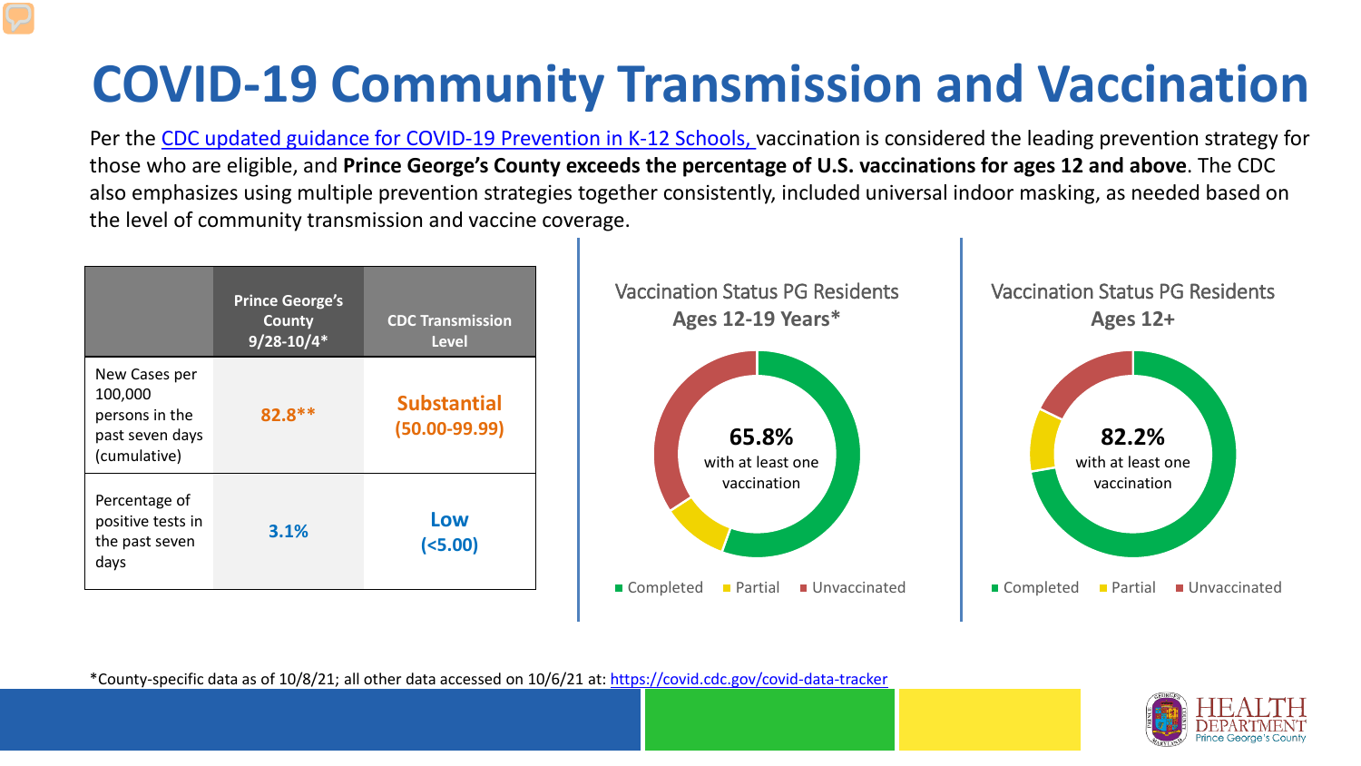# COVID-19 Community Transmission and Vaccination

Per the CDC updated guidance for COVID-19 Prevention in K-12 Schools, vaccination is considered the leading prevention strategy for those who are eligible, and **Prince George's County exceeds the percentage of U.S. vaccinations for ages 12 and above**. The CDC also emphasizes using multiple prevention strategies together consistently, included universal indoor masking, as needed based on the level of community transmission and vaccine coverage.

| | Prince George's County 9/28-10/4* | CDC Transmission Level |
|---|---|---|
| New Cases per 100,000 persons in the past seven days (cumulative) | 82.8** | Substantial (50.00-99.99) |
| Percentage of positive tests in the past seven days | 3.1% | Low (<5.00) |

## Vaccination Status PG Residents Ages 12-19 Years*

**65.8%** with at least one vaccination

Completed | Partial | Unvaccinated

## Vaccination Status PG Residents Ages 12+

**82.2%** with at least one vaccination

Completed | Partial | Unvaccinated

*County-specific data as of 10/8/21; all other data accessed on 10/6/21 at: https://covid.cdc.gov/covid-data-tracker

HEALTH DEPARTMENT Prince George's County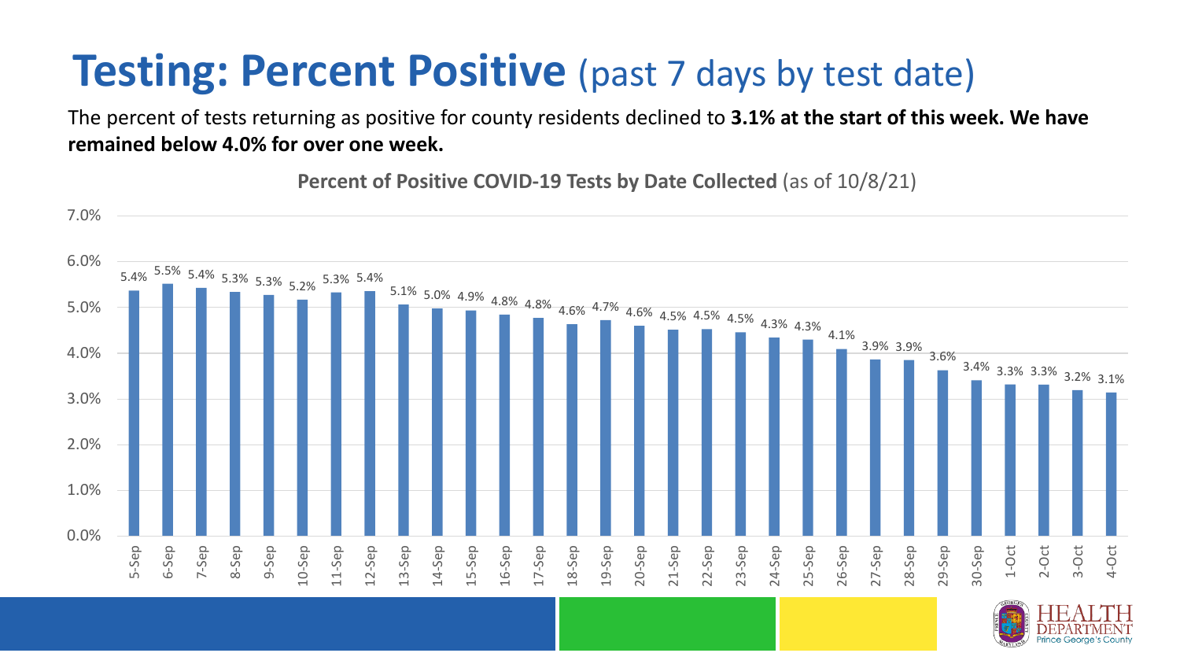# Testing: Percent Positive (past 7 days by test date)

The percent of tests returning as positive for county residents declined to **3.1% at the start of this week. We have remained below 4.0% for over one week.**

**Percent of Positive COVID-19 Tests by Date Collected** (as of 10/8/21)

| Date | Percent Positive |
| --- | --- |
| 5-Sep | 5.4% |
| 6-Sep | 5.5% |
| 7-Sep | 5.4% |
| 8-Sep | 5.3% |
| 9-Sep | 5.3% |
| 10-Sep | 5.2% |
| 11-Sep | 5.3% |
| 12-Sep | 5.4% |
| 13-Sep | 5.1% |
| 14-Sep | 5.0% |
| 15-Sep | 4.9% |
| 16-Sep | 4.8% |
| 17-Sep | 4.8% |
| 18-Sep | 4.6% |
| 19-Sep | 4.7% |
| 20-Sep | 4.6% |
| 21-Sep | 4.5% |
| 22-Sep | 4.5% |
| 23-Sep | 4.5% |
| 24-Sep | 4.3% |
| 25-Sep | 4.3% |
| 26-Sep | 4.1% |
| 27-Sep | 3.9% |
| 28-Sep | 3.9% |
| 29-Sep | 3.6% |
| 30-Sep | 3.4% |
| 1-Oct | 3.3% |
| 2-Oct | 3.3% |
| 3-Oct | 3.2% |
| 4-Oct | 3.1% |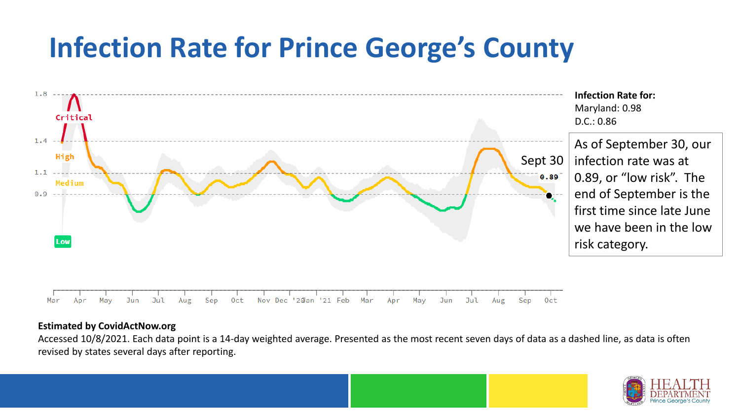# Infection Rate for Prince George's County

**Infection Rate for:**
Maryland: 0.98
D.C.: 0.86

As of September 30, our infection rate was at 0.89, or "low risk". The end of September is the first time since late June we have been in the low risk category.

**Estimated by CovidActNow.org**

Accessed 10/8/2021. Each data point is a 14-day weighted average. Presented as the most recent seven days of data as a dashed line, as data is often revised by states several days after reporting.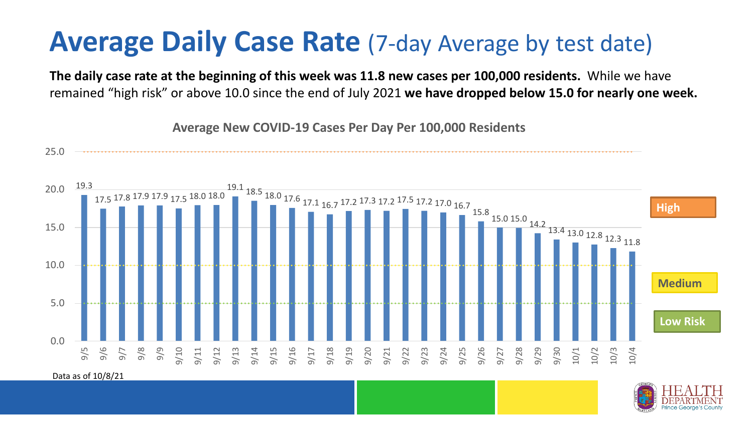# **Average Daily Case Rate** (7-day Average by test date)

**The daily case rate at the beginning of this week was 11.8 new cases per 100,000 residents.** While we have remained "high risk" or above 10.0 since the end of July 2021 **we have dropped below 15.0 for nearly one week.**

**Average New COVID-19 Cases Per Day Per 100,000 Residents**

| Date | Rate |
|---|---|
| 9/5 | 19.3 |
| 9/6 | 17.5 |
| 9/7 | 17.8 |
| 9/8 | 17.9 |
| 9/9 | 17.9 |
| 9/10 | 17.5 |
| 9/11 | 18.0 |
| 9/12 | 18.0 |
| 9/13 | 19.1 |
| 9/14 | 18.5 |
| 9/15 | 18.0 |
| 9/16 | 17.6 |
| 9/17 | 17.1 |
| 9/18 | 16.7 |
| 9/19 | 17.2 |
| 9/20 | 17.3 |
| 9/21 | 17.2 |
| 9/22 | 17.5 |
| 9/23 | 17.2 |
| 9/24 | 17.0 |
| 9/25 | 16.7 |
| 9/26 | 15.8 |
| 9/27 | 15.0 |
| 9/28 | 15.0 |
| 9/29 | 14.2 |
| 9/30 | 13.4 |
| 10/1 | 13.0 |
| 10/2 | 12.8 |
| 10/3 | 12.3 |
| 10/4 | 11.8 |

High | Medium | Low Risk

Data as of 10/8/21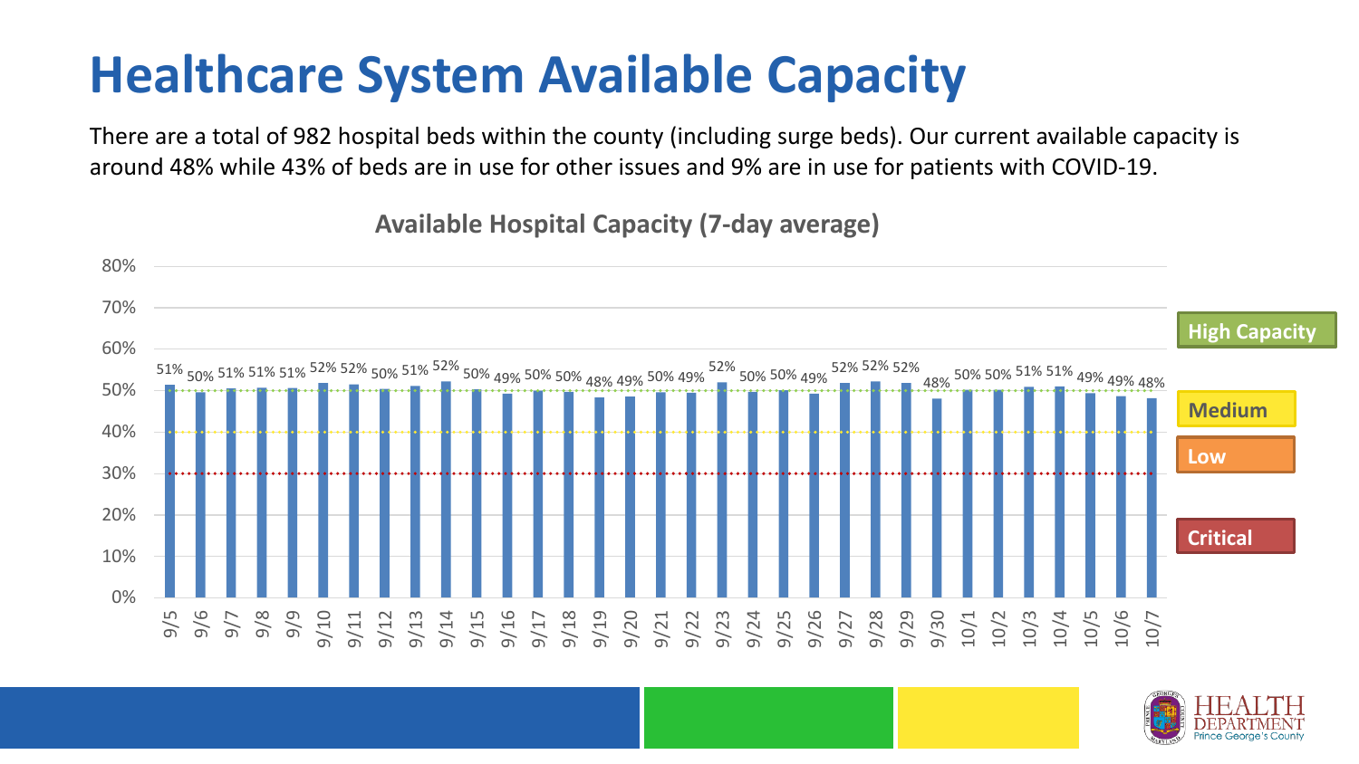# Healthcare System Available Capacity

There are a total of 982 hospital beds within the county (including surge beds). Our current available capacity is around 48% while 43% of beds are in use for other issues and 9% are in use for patients with COVID-19.

**Available Hospital Capacity (7-day average)**

80%
70%
60%
50%
40%
30%
20%
10%
0%

51% 50% 51% 51% 51% 52% 52% 50% 51% 52% 50% 49% 50% 50% 48% 49% 50% 49% 52% 50% 50% 49% 52% 52% 52% 48% 50% 50% 51% 51% 49% 49% 48%

9/5 9/6 9/7 9/8 9/9 9/10 9/11 9/12 9/13 9/14 9/15 9/16 9/17 9/18 9/19 9/20 9/21 9/22 9/23 9/24 9/25 9/26 9/27 9/28 9/29 9/30 10/1 10/2 10/3 10/4 10/5 10/6 10/7

High Capacity
Medium
Low
Critical

HEALTH DEPARTMENT
Prince George's County